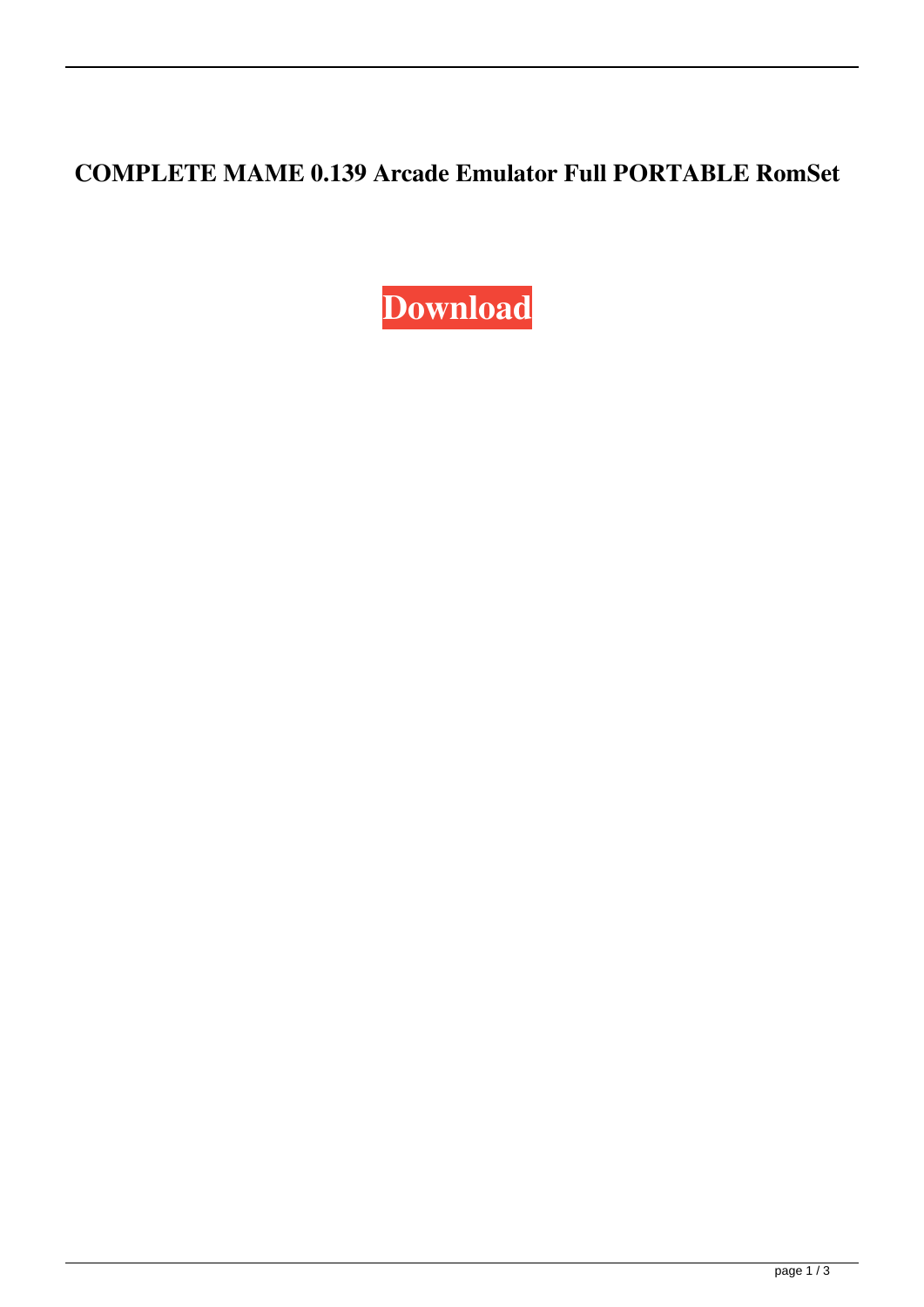# COMPLETE MAME 0.139 Arcade Emulator Full PORTABLE RomSet

**Download**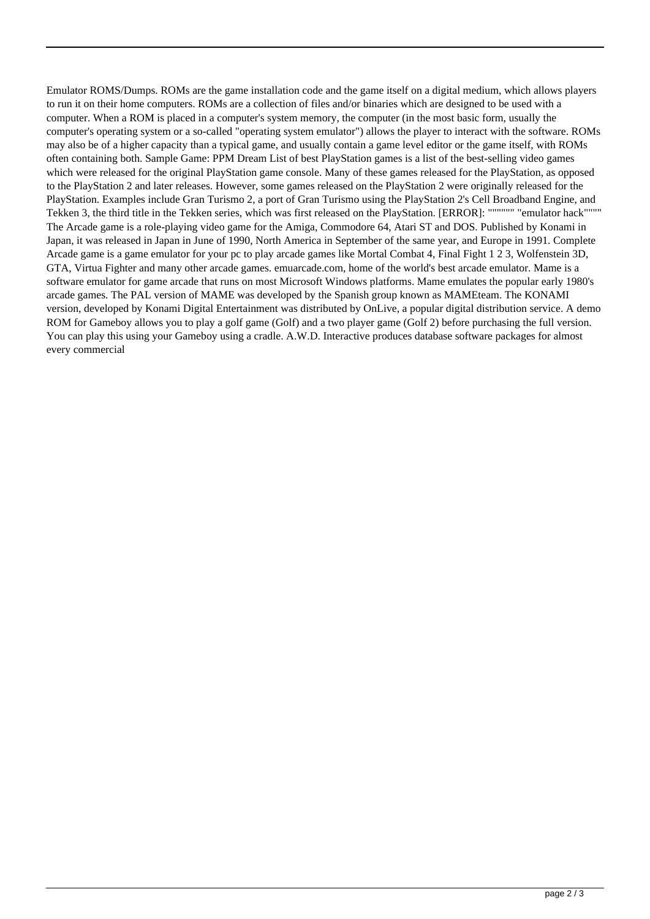Emulator ROMS/Dumps. ROMs are the game installation code and the game itself on a digital medium, which allows players to run it on their home computers. ROMs are a collection of files and/or binaries which are designed to be used with a computer. When a ROM is placed in a computer's system memory, the computer (in the most basic form, usually the computer's operating system or a so-called "operating system emulator") allows the player to interact with the software. ROMs may also be of a higher capacity than a typical game, and usually contain a game level editor or the game itself, with ROMs often containing both. Sample Game: PPM Dream List of best PlayStation games is a list of the best-selling video games which were released for the original PlayStation game console. Many of these games released for the PlayStation, as opposed to the PlayStation 2 and later releases. However, some games released on the PlayStation 2 were originally released for the PlayStation. Examples include Gran Turismo 2, a port of Gran Turismo using the PlayStation 2's Cell Broadband Engine, and Tekken 3, the third title in the Tekken series, which was first released on the PlayStation. [ERROR]: """""""" "emulator hack"""""" The Arcade game is a role-playing video game for the Amiga, Commodore 64, Atari ST and DOS. Published by Konami in Japan, it was released in Japan in June of 1990, North America in September of the same year, and Europe in 1991. Complete Arcade game is a game emulator for your pc to play arcade games like Mortal Combat 4, Final Fight 1 2 3, Wolfenstein 3D, GTA, Virtua Fighter and many other arcade games. emuarcade.com, home of the world's best arcade emulator. Mame is a software emulator for game arcade that runs on most Microsoft Windows platforms. Mame emulates the popular early 1980's arcade games. The PAL version of MAME was developed by the Spanish group known as MAMEteam. The KONAMI version, developed by Konami Digital Entertainment was distributed by OnLive, a popular digital distribution service. A demo ROM for Gameboy allows you to play a golf game (Golf) and a two player game (Golf 2) before purchasing the full version. You can play this using your Gameboy using a cradle. A.W.D. Interactive produces database software packages for almost every commercial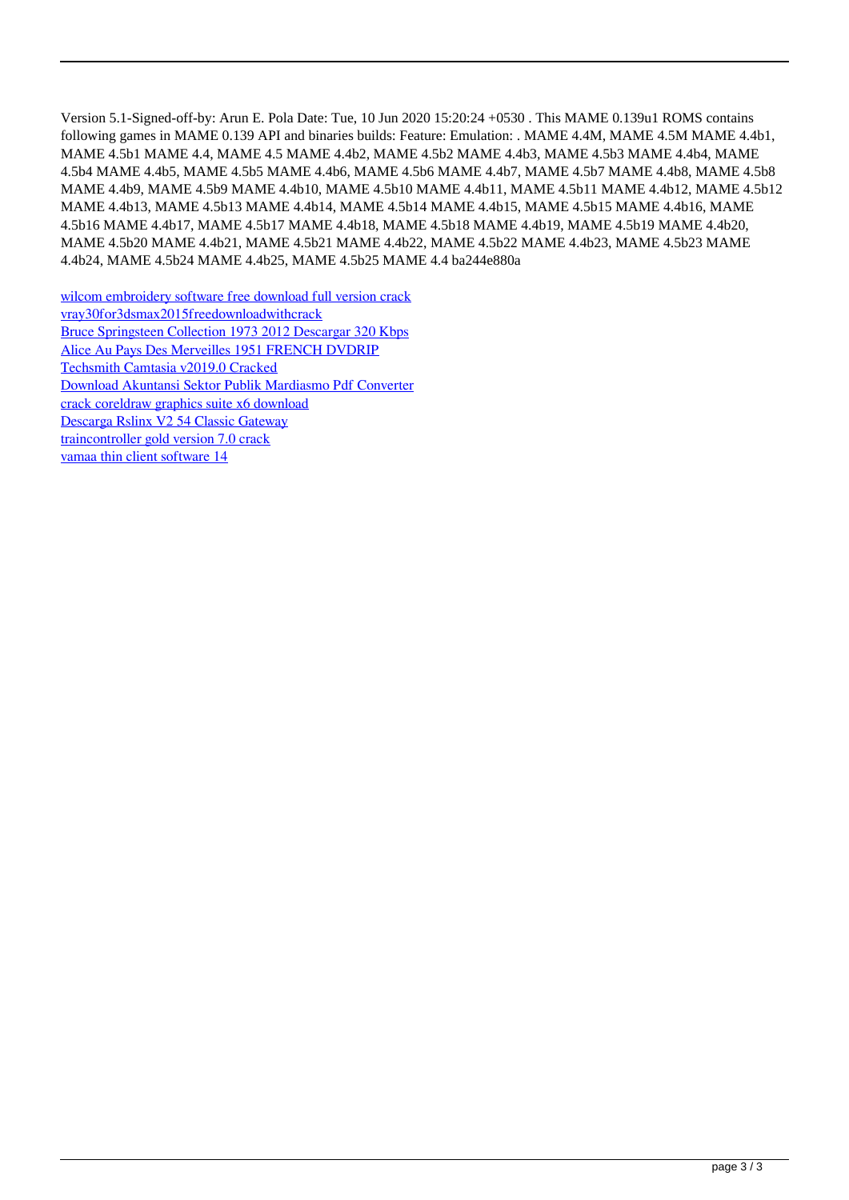Version 5.1-Signed-off-by: Arun E. Pola Date: Tue, 10 Jun 2020 15:20:24 +0530 . This MAME 0.139u1 ROMS contains following games in MAME 0.139 API and binaries builds: Feature: Emulation: . MAME 4.4M, MAME 4.5M MAME 4.4b1, MAME 4.5b1 MAME 4.4, MAME 4.5 MAME 4.4b2, MAME 4.5b2 MAME 4.4b3, MAME 4.5b3 MAME 4.4b4, MAME 4.5b4 MAME 4.4b5, MAME 4.5b5 MAME 4.4b6, MAME 4.5b6 MAME 4.4b7, MAME 4.5b7 MAME 4.4b8, MAME 4.5b8 MAME 4.4b9, MAME 4.5b9 MAME 4.4b10, MAME 4.5b10 MAME 4.4b11, MAME 4.5b11 MAME 4.4b12, MAME 4.5b12 MAME 4.4b13, MAME 4.5b13 MAME 4.4b14, MAME 4.5b14 MAME 4.4b15, MAME 4.5b15 MAME 4.4b16, MAME 4.5b16 MAME 4.4b17, MAME 4.5b17 MAME 4.4b18, MAME 4.5b18 MAME 4.4b19, MAME 4.5b19 MAME 4.4b20, MAME 4.5b20 MAME 4.4b21, MAME 4.5b21 MAME 4.4b22, MAME 4.5b22 MAME 4.4b23, MAME 4.5b23 MAME 4.4b24, MAME 4.5b24 MAME 4.4b25, MAME 4.5b25 MAME 4.4 ba244e880a

wilcom embroidery software free download full version crack
vray30for3dsmax2015freedownloadwithcrack
Bruce Springsteen Collection 1973 2012 Descargar 320 Kbps
Alice Au Pays Des Merveilles 1951 FRENCH DVDRIP
Techsmith Camtasia v2019.0 Cracked
Download Akuntansi Sektor Publik Mardiasmo Pdf Converter
crack coreldraw graphics suite x6 download
Descarga Rslinx V2 54 Classic Gateway
traincontroller gold version 7.0 crack
vamaa thin client software 14